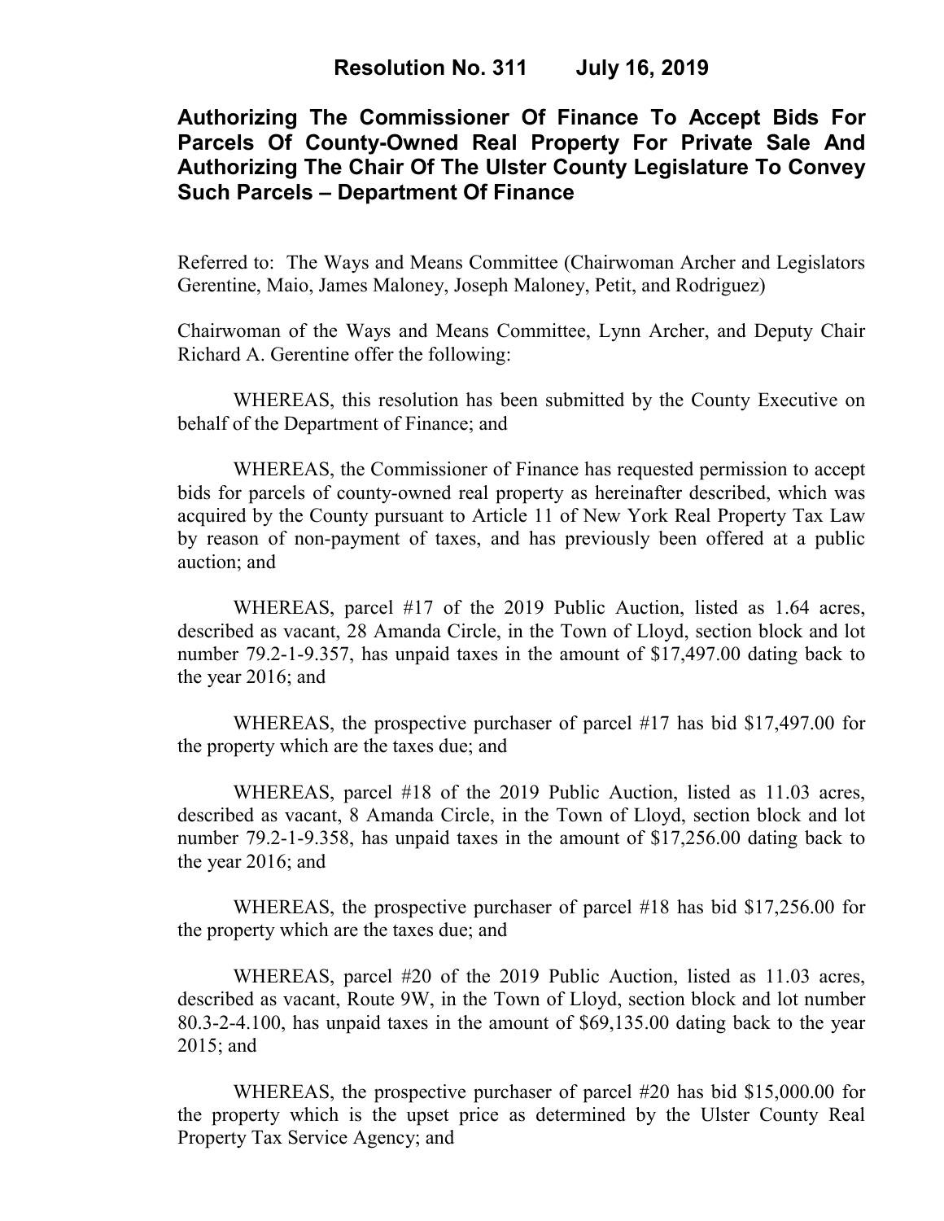# Resolution No. 311 July 16, 2019

## Authorizing The Commissioner Of Finance To Accept Bids For Parcels Of County-Owned Real Property For Private Sale And Authorizing The Chair Of The Ulster County Legislature To Convey Such Parcels – Department Of Finance

Referred to: The Ways and Means Committee (Chairwoman Archer and Legislators Gerentine, Maio, James Maloney, Joseph Maloney, Petit, and Rodriguez)

Chairwoman of the Ways and Means Committee, Lynn Archer, and Deputy Chair Richard A. Gerentine offer the following:

WHEREAS, this resolution has been submitted by the County Executive on behalf of the Department of Finance; and

WHEREAS, the Commissioner of Finance has requested permission to accept bids for parcels of county-owned real property as hereinafter described, which was acquired by the County pursuant to Article 11 of New York Real Property Tax Law by reason of non-payment of taxes, and has previously been offered at a public auction; and

WHEREAS, parcel #17 of the 2019 Public Auction, listed as 1.64 acres, described as vacant, 28 Amanda Circle, in the Town of Lloyd, section block and lot number 79.2-1-9.357, has unpaid taxes in the amount of $17,497.00 dating back to the year 2016; and

WHEREAS, the prospective purchaser of parcel #17 has bid $17,497.00 for the property which are the taxes due; and

WHEREAS, parcel #18 of the 2019 Public Auction, listed as 11.03 acres, described as vacant, 8 Amanda Circle, in the Town of Lloyd, section block and lot number 79.2-1-9.358, has unpaid taxes in the amount of $17,256.00 dating back to the year 2016; and

WHEREAS, the prospective purchaser of parcel #18 has bid $17,256.00 for the property which are the taxes due; and

WHEREAS, parcel #20 of the 2019 Public Auction, listed as 11.03 acres, described as vacant, Route 9W, in the Town of Lloyd, section block and lot number 80.3-2-4.100, has unpaid taxes in the amount of $69,135.00 dating back to the year 2015; and

WHEREAS, the prospective purchaser of parcel #20 has bid $15,000.00 for the property which is the upset price as determined by the Ulster County Real Property Tax Service Agency; and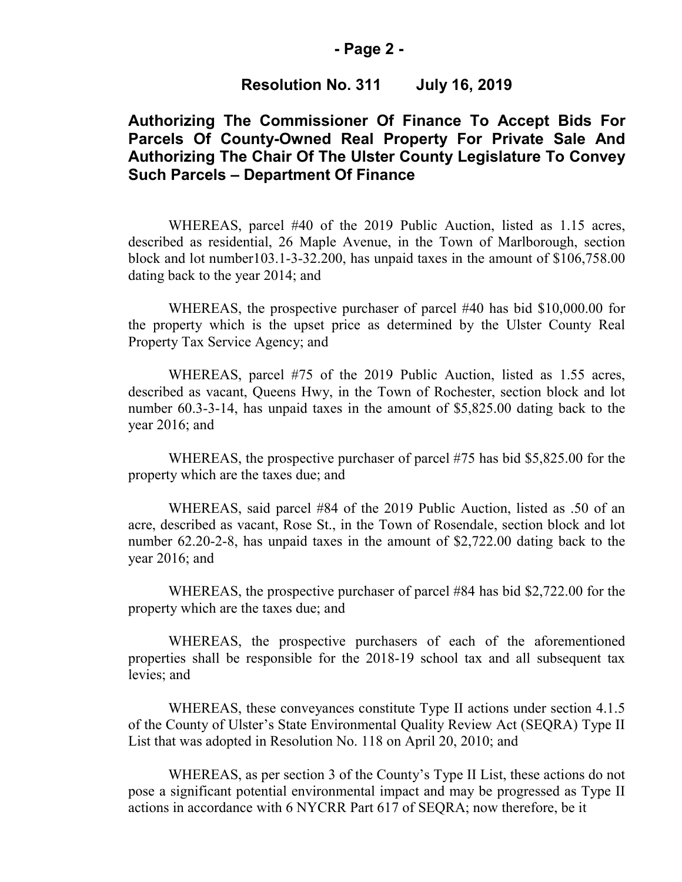**Resolution No. 311 July 16, 2019**

## Authorizing The Commissioner Of Finance To Accept Bids For Parcels Of County-Owned Real Property For Private Sale And Authorizing The Chair Of The Ulster County Legislature To Convey Such Parcels – Department Of Finance

WHEREAS, parcel #40 of the 2019 Public Auction, listed as 1.15 acres, described as residential, 26 Maple Avenue, in the Town of Marlborough, section block and lot number103.1-3-32.200, has unpaid taxes in the amount of $106,758.00 dating back to the year 2014; and

WHEREAS, the prospective purchaser of parcel #40 has bid $10,000.00 for the property which is the upset price as determined by the Ulster County Real Property Tax Service Agency; and

WHEREAS, parcel #75 of the 2019 Public Auction, listed as 1.55 acres, described as vacant, Queens Hwy, in the Town of Rochester, section block and lot number 60.3-3-14, has unpaid taxes in the amount of $5,825.00 dating back to the year 2016; and

WHEREAS, the prospective purchaser of parcel #75 has bid $5,825.00 for the property which are the taxes due; and

WHEREAS, said parcel #84 of the 2019 Public Auction, listed as .50 of an acre, described as vacant, Rose St., in the Town of Rosendale, section block and lot number 62.20-2-8, has unpaid taxes in the amount of $2,722.00 dating back to the year 2016; and

WHEREAS, the prospective purchaser of parcel #84 has bid $2,722.00 for the property which are the taxes due; and

WHEREAS, the prospective purchasers of each of the aforementioned properties shall be responsible for the 2018-19 school tax and all subsequent tax levies; and

WHEREAS, these conveyances constitute Type II actions under section 4.1.5 of the County of Ulster's State Environmental Quality Review Act (SEQRA) Type II List that was adopted in Resolution No. 118 on April 20, 2010; and

WHEREAS, as per section 3 of the County's Type II List, these actions do not pose a significant potential environmental impact and may be progressed as Type II actions in accordance with 6 NYCRR Part 617 of SEQRA; now therefore, be it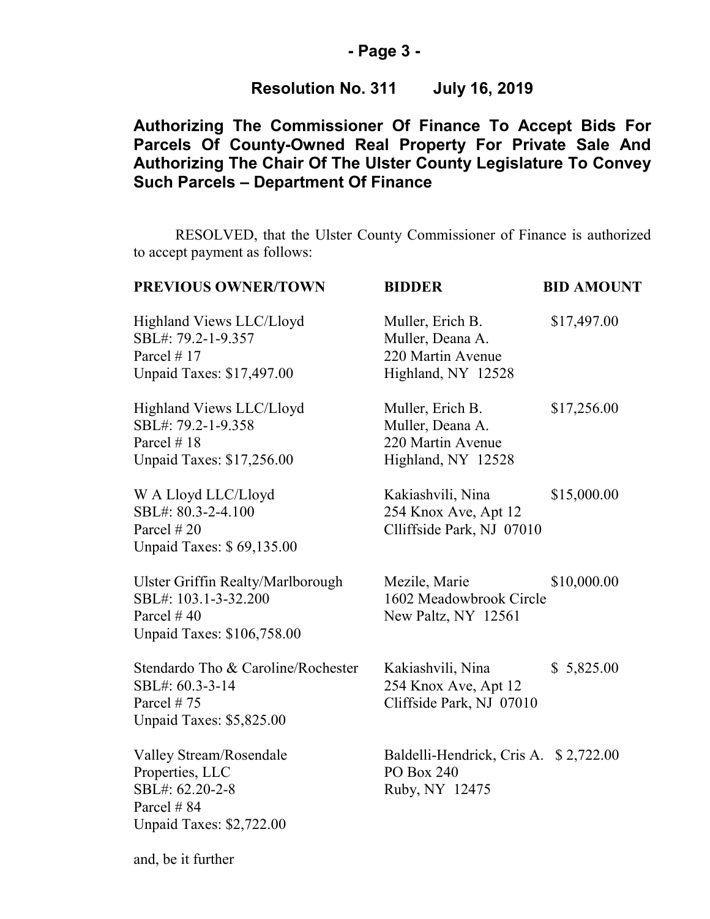**Resolution No. 311 July 16, 2019**

**Authorizing The Commissioner Of Finance To Accept Bids For Parcels Of County-Owned Real Property For Private Sale And Authorizing The Chair Of The Ulster County Legislature To Convey Such Parcels – Department Of Finance**

RESOLVED, that the Ulster County Commissioner of Finance is authorized to accept payment as follows:

| **PREVIOUS OWNER/TOWN** | **BIDDER** | **BID AMOUNT** |
|---|---|---|
| Highland Views LLC/Lloyd<br>SBL#: 79.2-1-9.357<br>Parcel # 17<br>Unpaid Taxes: $17,497.00 | Muller, Erich B.<br>Muller, Deana A.<br>220 Martin Avenue<br>Highland, NY 12528 | $17,497.00 |
| Highland Views LLC/Lloyd<br>SBL#: 79.2-1-9.358<br>Parcel # 18<br>Unpaid Taxes: $17,256.00 | Muller, Erich B.<br>Muller, Deana A.<br>220 Martin Avenue<br>Highland, NY 12528 | $17,256.00 |
| W A Lloyd LLC/Lloyd<br>SBL#: 80.3-2-4.100<br>Parcel # 20<br>Unpaid Taxes: $ 69,135.00 | Kakiashvili, Nina<br>254 Knox Ave, Apt 12<br>Clliffside Park, NJ 07010 | $15,000.00 |
| Ulster Griffin Realty/Marlborough<br>SBL#: 103.1-3-32.200<br>Parcel # 40<br>Unpaid Taxes: $106,758.00 | Mezile, Marie<br>1602 Meadowbrook Circle<br>New Paltz, NY 12561 | $10,000.00 |
| Stendardo Tho & Caroline/Rochester<br>SBL#: 60.3-3-14<br>Parcel # 75<br>Unpaid Taxes: $5,825.00 | Kakiashvili, Nina<br>254 Knox Ave, Apt 12<br>Cliffside Park, NJ 07010 | $ 5,825.00 |
| Valley Stream/Rosendale<br>Properties, LLC<br>SBL#: 62.20-2-8<br>Parcel # 84<br>Unpaid Taxes: $2,722.00 | Baldelli-Hendrick, Cris A.<br>PO Box 240<br>Ruby, NY 12475 | $ 2,722.00 |

and, be it further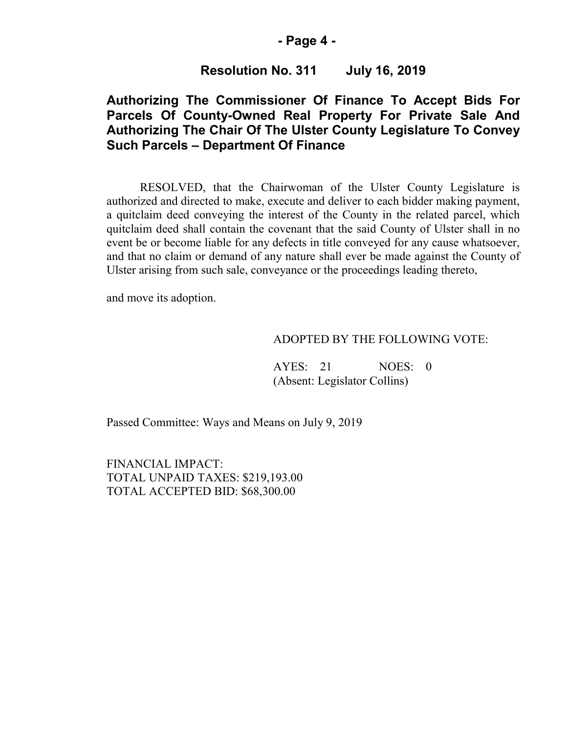## Resolution No. 311 July 16, 2019

## Authorizing The Commissioner Of Finance To Accept Bids For Parcels Of County-Owned Real Property For Private Sale And Authorizing The Chair Of The Ulster County Legislature To Convey Such Parcels – Department Of Finance

RESOLVED, that the Chairwoman of the Ulster County Legislature is authorized and directed to make, execute and deliver to each bidder making payment, a quitclaim deed conveying the interest of the County in the related parcel, which quitclaim deed shall contain the covenant that the said County of Ulster shall in no event be or become liable for any defects in title conveyed for any cause whatsoever, and that no claim or demand of any nature shall ever be made against the County of Ulster arising from such sale, conveyance or the proceedings leading thereto,

and move its adoption.

ADOPTED BY THE FOLLOWING VOTE:

AYES: 21 NOES: 0
(Absent: Legislator Collins)

Passed Committee: Ways and Means on July 9, 2019

FINANCIAL IMPACT:
TOTAL UNPAID TAXES: $219,193.00
TOTAL ACCEPTED BID: $68,300.00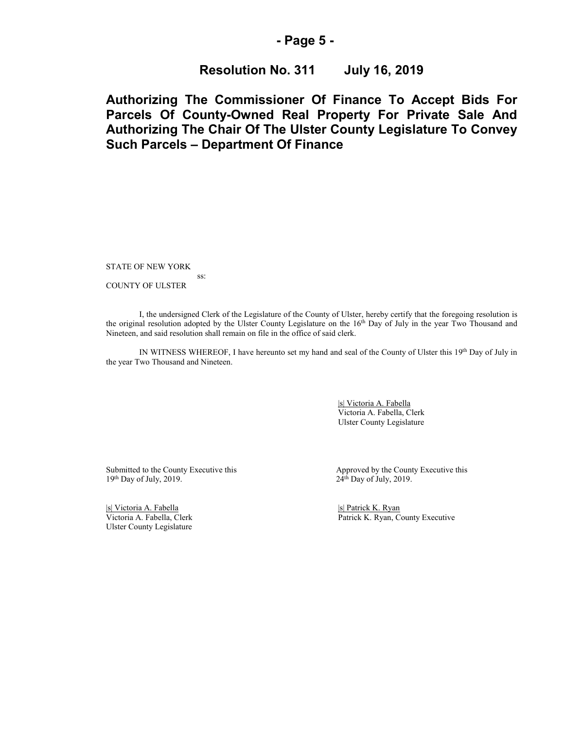# Resolution No. 311 July 16, 2019

## Authorizing The Commissioner Of Finance To Accept Bids For Parcels Of County-Owned Real Property For Private Sale And Authorizing The Chair Of The Ulster County Legislature To Convey Such Parcels – Department Of Finance

STATE OF NEW YORK
ss:
COUNTY OF ULSTER

I, the undersigned Clerk of the Legislature of the County of Ulster, hereby certify that the foregoing resolution is the original resolution adopted by the Ulster County Legislature on the 16th Day of July in the year Two Thousand and Nineteen, and said resolution shall remain on file in the office of said clerk.

IN WITNESS WHEREOF, I have hereunto set my hand and seal of the County of Ulster this 19th Day of July in the year Two Thousand and Nineteen.

|s| Victoria A. Fabella
Victoria A. Fabella, Clerk
Ulster County Legislature

Submitted to the County Executive this 19th Day of July, 2019.

|s| Victoria A. Fabella
Victoria A. Fabella, Clerk
Ulster County Legislature

Approved by the County Executive this 24th Day of July, 2019.

|s| Patrick K. Ryan
Patrick K. Ryan, County Executive